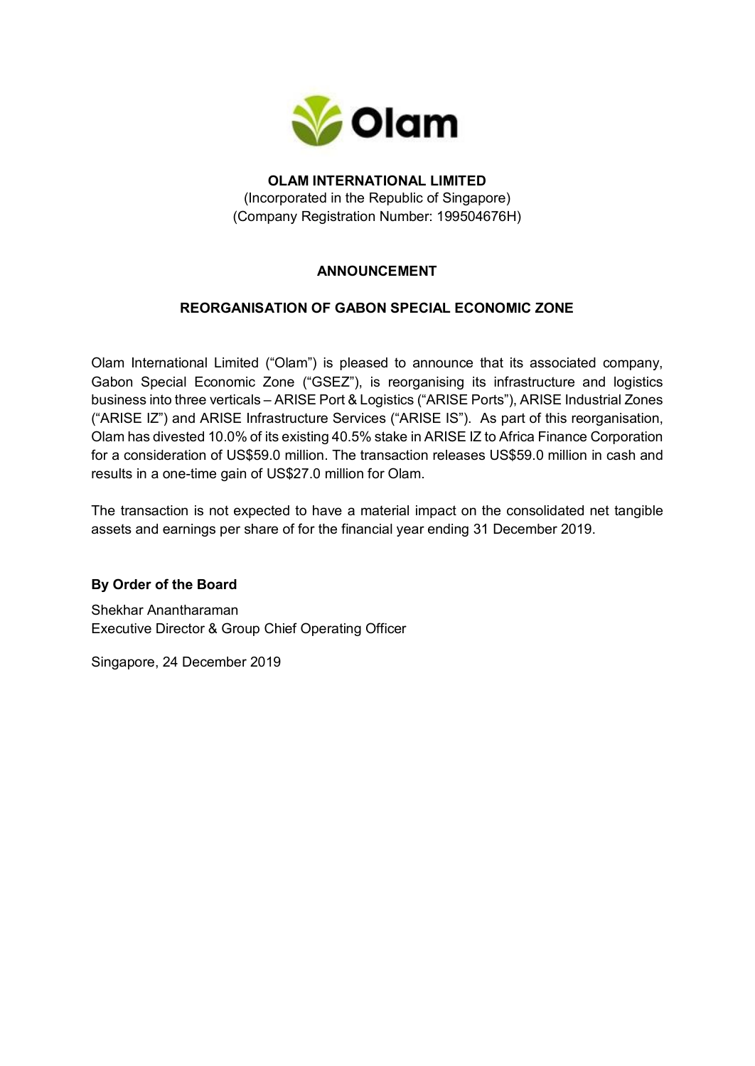**OLAM INTERNATIONAL LIMITED**
(Incorporated in the Republic of Singapore)
(Company Registration Number: 199504676H)

**ANNOUNCEMENT**

**REORGANISATION OF GABON SPECIAL ECONOMIC ZONE**

Olam International Limited ("Olam") is pleased to announce that its associated company, Gabon Special Economic Zone ("GSEZ"), is reorganising its infrastructure and logistics business into three verticals – ARISE Port & Logistics ("ARISE Ports"), ARISE Industrial Zones ("ARISE IZ") and ARISE Infrastructure Services ("ARISE IS"). As part of this reorganisation, Olam has divested 10.0% of its existing 40.5% stake in ARISE IZ to Africa Finance Corporation for a consideration of US$59.0 million. The transaction releases US$59.0 million in cash and results in a one-time gain of US$27.0 million for Olam.

The transaction is not expected to have a material impact on the consolidated net tangible assets and earnings per share of for the financial year ending 31 December 2019.

**By Order of the Board**

Shekhar Anantharaman
Executive Director & Group Chief Operating Officer

Singapore, 24 December 2019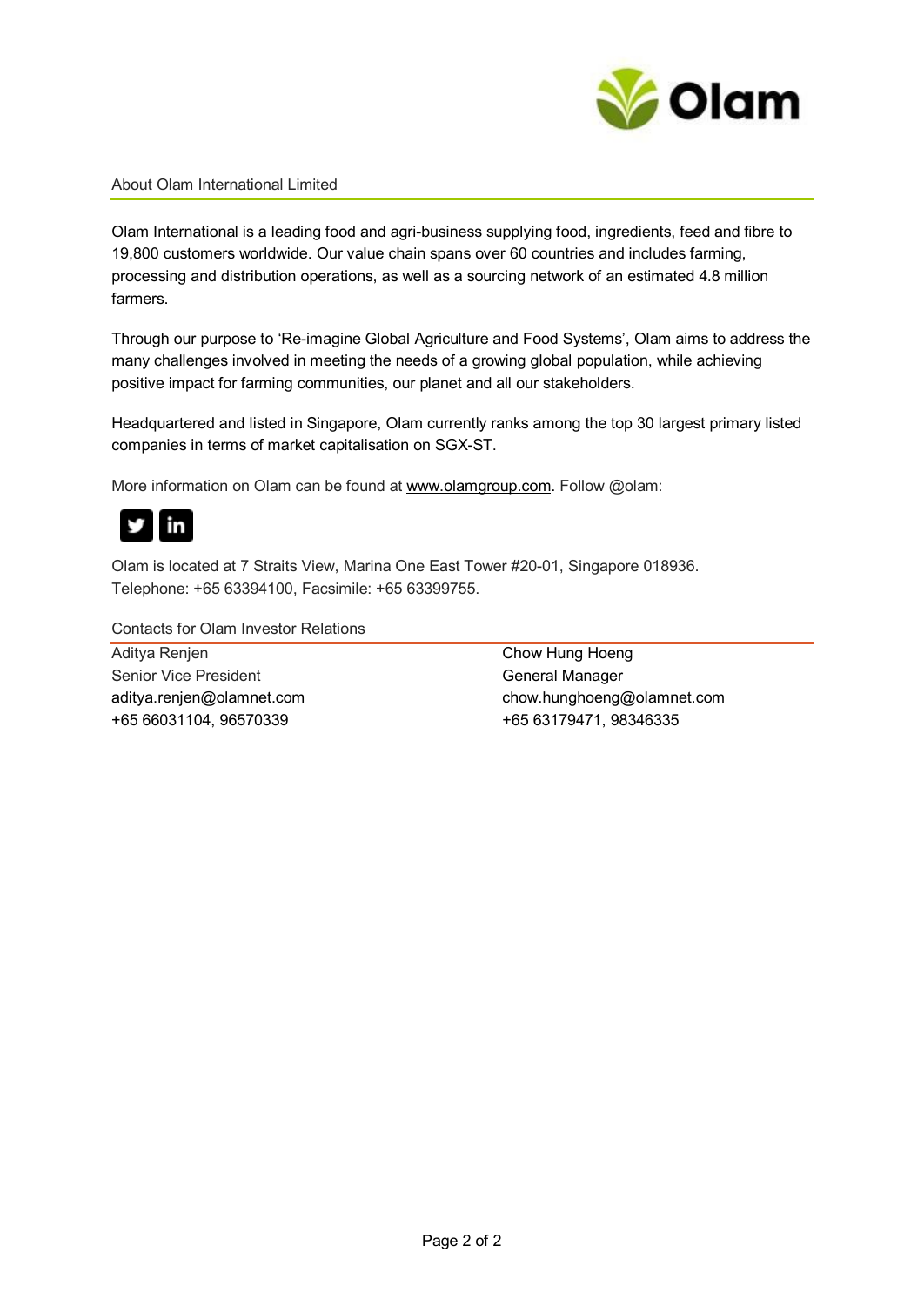## About Olam International Limited

Olam International is a leading food and agri-business supplying food, ingredients, feed and fibre to 19,800 customers worldwide. Our value chain spans over 60 countries and includes farming, processing and distribution operations, as well as a sourcing network of an estimated 4.8 million farmers.

Through our purpose to 'Re-imagine Global Agriculture and Food Systems', Olam aims to address the many challenges involved in meeting the needs of a growing global population, while achieving positive impact for farming communities, our planet and all our stakeholders.

Headquartered and listed in Singapore, Olam currently ranks among the top 30 largest primary listed companies in terms of market capitalisation on SGX-ST.

More information on Olam can be found at www.olamgroup.com. Follow @olam:

Olam is located at 7 Straits View, Marina One East Tower #20-01, Singapore 018936.
Telephone: +65 63394100, Facsimile: +65 63399755.

## Contacts for Olam Investor Relations

| | |
|---|---|
| Aditya Renjen | Chow Hung Hoeng |
| Senior Vice President | General Manager |
| aditya.renjen@olamnet.com | chow.hunghoeng@olamnet.com |
| +65 66031104, 96570339 | +65 63179471, 98346335 |